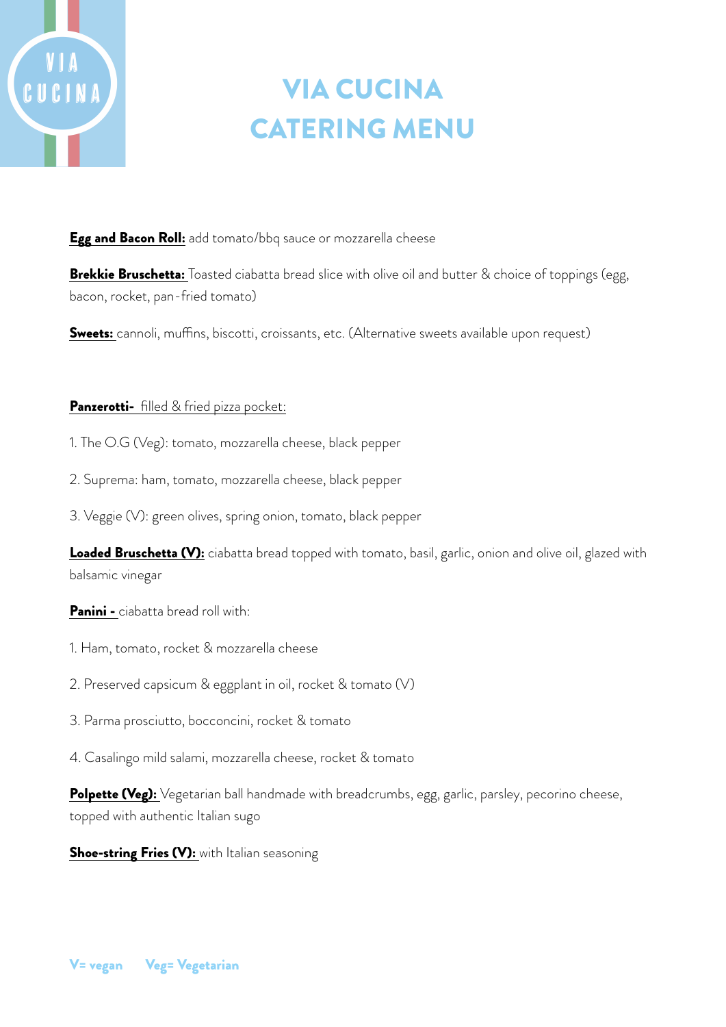# VIA CUCINA CATERING MENU

**Egg and Bacon Roll:** add tomato/bbq sauce or mozzarella cheese

**Brekkie Bruschetta:** Toasted ciabatta bread slice with olive oil and butter & choice of toppings (egg, bacon, rocket, pan-fried tomato)

**Sweets:** cannoli, muffins, biscotti, croissants, etc. (Alternative sweets available upon request)

**Panzerotti-** filled & fried pizza pocket:

1. The O.G (Veg): tomato, mozzarella cheese, black pepper
2. Suprema: ham, tomato, mozzarella cheese, black pepper
3. Veggie (V): green olives, spring onion, tomato, black pepper

**Loaded Bruschetta (V):** ciabatta bread topped with tomato, basil, garlic, onion and olive oil, glazed with balsamic vinegar

**Panini -** ciabatta bread roll with:

1. Ham, tomato, rocket & mozzarella cheese
2. Preserved capsicum & eggplant in oil, rocket & tomato (V)
3. Parma prosciutto, bocconcini, rocket & tomato
4. Casalingo mild salami, mozzarella cheese, rocket & tomato

**Polpette (Veg):** Vegetarian ball handmade with breadcrumbs, egg, garlic, parsley, pecorino cheese, topped with authentic Italian sugo

**Shoe-string Fries (V):** with Italian seasoning

V= vegan Veg= Vegetarian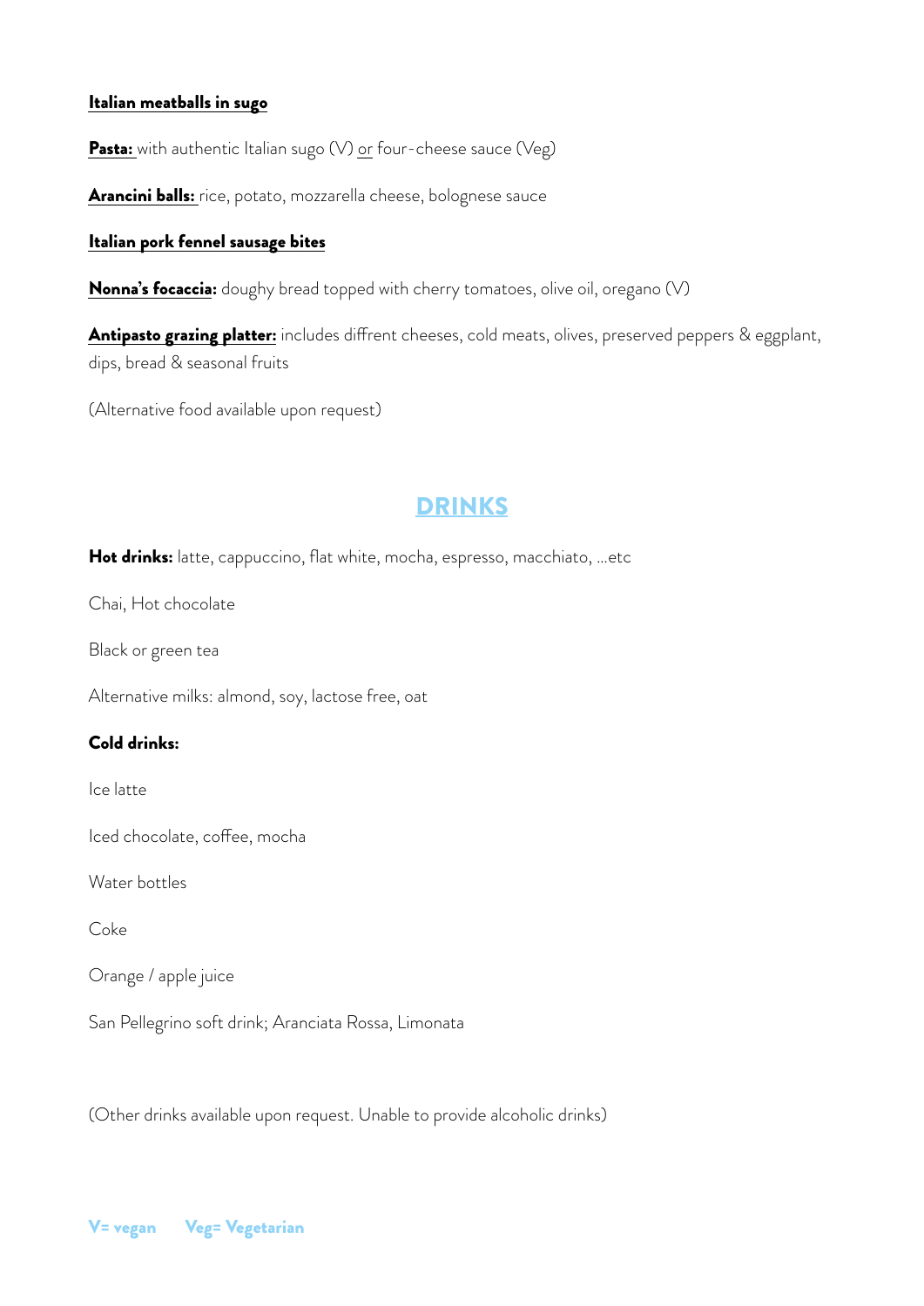**Italian meatballs in sugo**

**Pasta:** with authentic Italian sugo (V) or four-cheese sauce (Veg)

**Arancini balls:** rice, potato, mozzarella cheese, bolognese sauce

**Italian pork fennel sausage bites**

**Nonna's focaccia:** doughy bread topped with cherry tomatoes, olive oil, oregano (V)

**Antipasto grazing platter:** includes diffrent cheeses, cold meats, olives, preserved peppers & eggplant, dips, bread & seasonal fruits

(Alternative food available upon request)

## DRINKS

**Hot drinks:** latte, cappuccino, flat white, mocha, espresso, macchiato, …etc

Chai, Hot chocolate

Black or green tea

Alternative milks: almond, soy, lactose free, oat

**Cold drinks:**

Ice latte

Iced chocolate, coffee, mocha

Water bottles

Coke

Orange / apple juice

San Pellegrino soft drink; Aranciata Rossa, Limonata

(Other drinks available upon request. Unable to provide alcoholic drinks)

**V= vegan** **Veg= Vegetarian**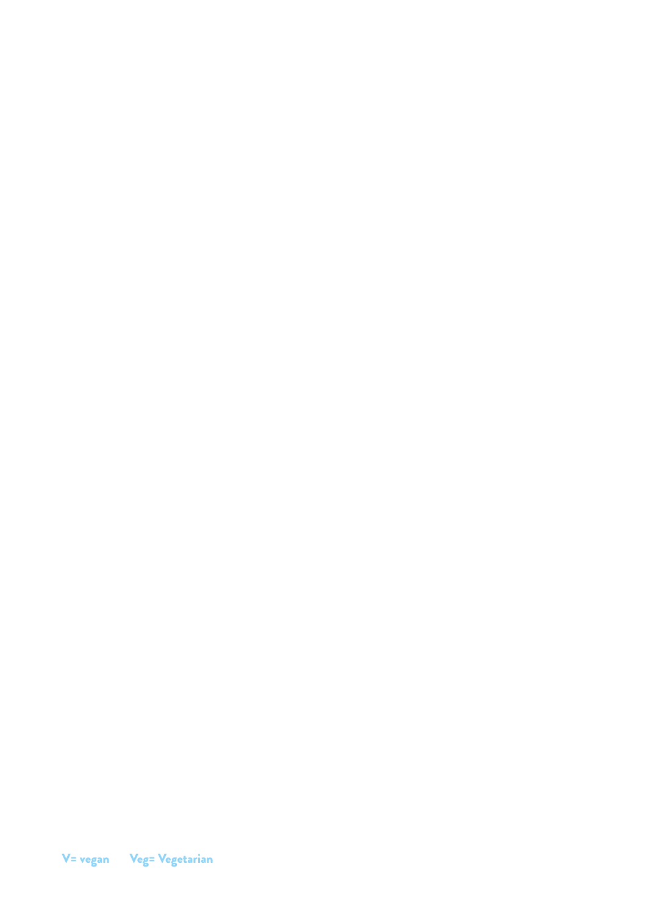V= vegan Veg= Vegetarian